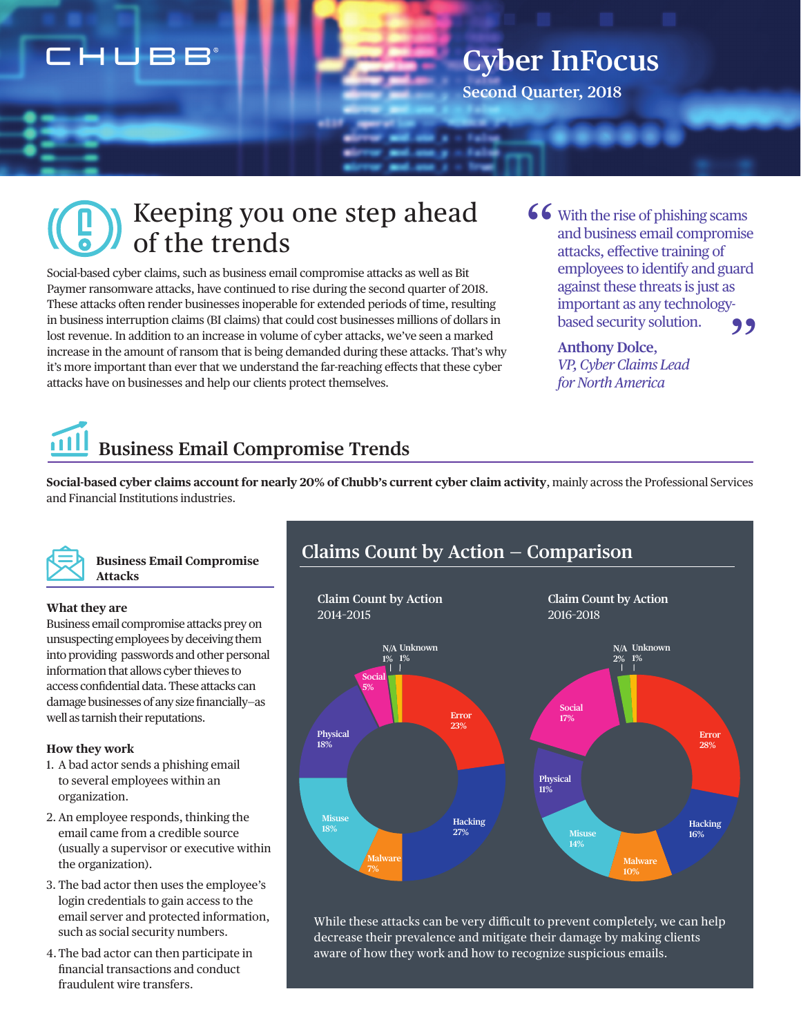# Cyber InFocus

Second Quarter, 2018

## Keeping you one step ahead of the trends

Social-based cyber claims, such as business email compromise attacks as well as Bit Paymer ransomware attacks, have continued to rise during the second quarter of 2018. These attacks often render businesses inoperable for extended periods of time, resulting in business interruption claims (BI claims) that could cost businesses millions of dollars in lost revenue. In addition to an increase in volume of cyber attacks, we've seen a marked increase in the amount of ransom that is being demanded during these attacks. That's why it's more important than ever that we understand the far-reaching effects that these cyber attacks have on businesses and help our clients protect themselves.

> "With the rise of phishing scams and business email compromise attacks, effective training of employees to identify and guard against these threats is just as important as any technology-based security solution."
>
> **Anthony Dolce,**
> *VP, Cyber Claims Lead for North America*

## Business Email Compromise Trends

**Social-based cyber claims account for nearly 20% of Chubb's current cyber claim activity**, mainly across the Professional Services and Financial Institutions industries.

### Business Email Compromise Attacks

**What they are**

Business email compromise attacks prey on unsuspecting employees by deceiving them into providing passwords and other personal information that allows cyber thieves to access confidential data. These attacks can damage businesses of any size financially–as well as tarnish their reputations.

**How they work**

1. A bad actor sends a phishing email to several employees within an organization.
2. An employee responds, thinking the email came from a credible source (usually a supervisor or executive within the organization).
3. The bad actor then uses the employee's login credentials to gain access to the email server and protected information, such as social security numbers.
4. The bad actor can then participate in financial transactions and conduct fraudulent wire transfers.

### Claims Count by Action – Comparison

| Action | Claim Count by Action 2014-2015 | Claim Count by Action 2016-2018 |
|---|---|---|
| Error | 23% | 28% |
| Hacking | 27% | 16% |
| Malware | 7% | 10% |
| Misuse | 18% | 14% |
| Physical | 18% | 11% |
| Social | 5% | 17% |
| N/A | 1% | 2% |
| Unknown | 1% | 1% |

While these attacks can be very difficult to prevent completely, we can help decrease their prevalence and mitigate their damage by making clients aware of how they work and how to recognize suspicious emails.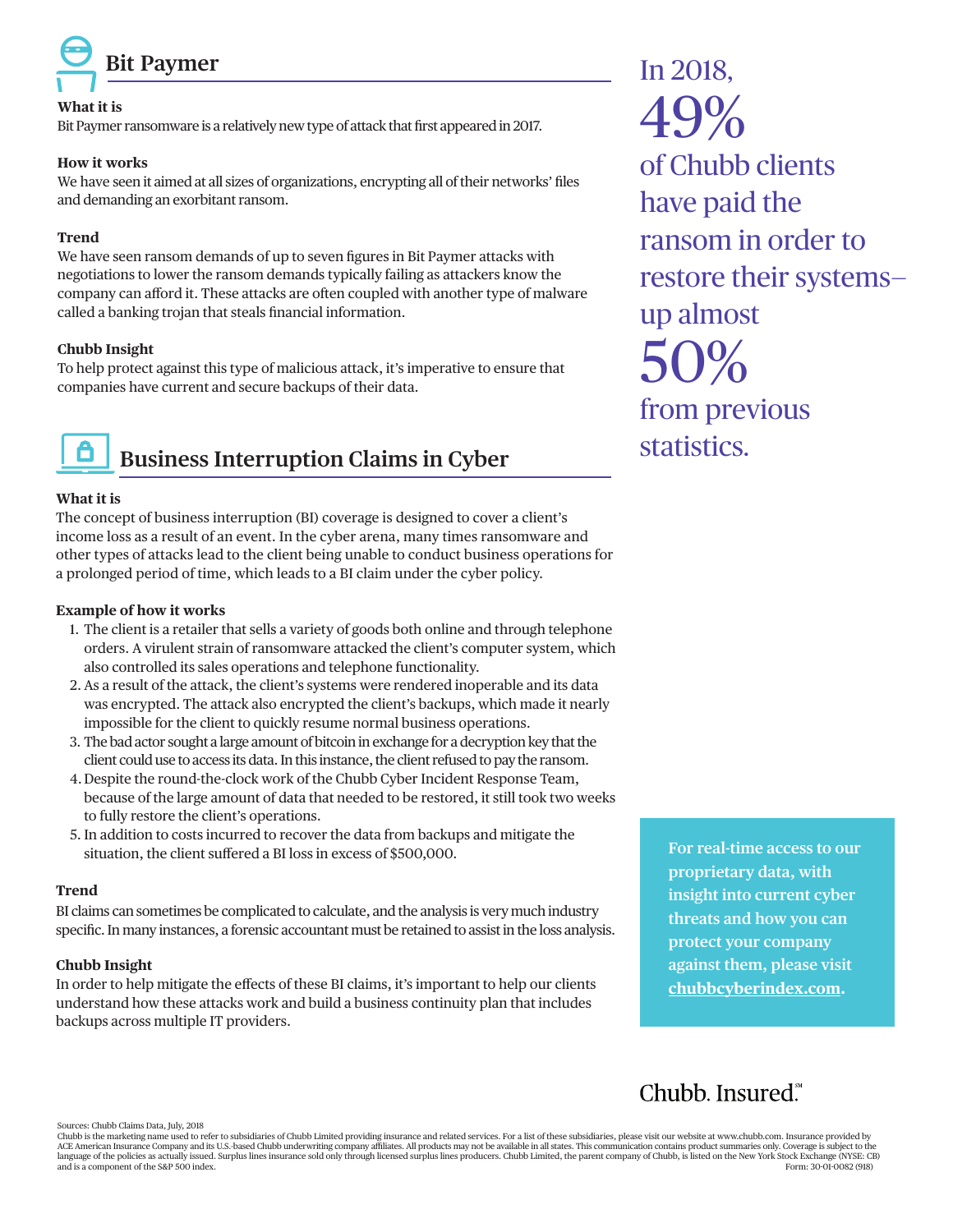## Bit Paymer

**What it is**

Bit Paymer ransomware is a relatively new type of attack that first appeared in 2017.

**How it works**

We have seen it aimed at all sizes of organizations, encrypting all of their networks' files and demanding an exorbitant ransom.

**Trend**

We have seen ransom demands of up to seven figures in Bit Paymer attacks with negotiations to lower the ransom demands typically failing as attackers know the company can afford it. These attacks are often coupled with another type of malware called a banking trojan that steals financial information.

**Chubb Insight**

To help protect against this type of malicious attack, it's imperative to ensure that companies have current and secure backups of their data.

## Business Interruption Claims in Cyber

**What it is**

The concept of business interruption (BI) coverage is designed to cover a client's income loss as a result of an event. In the cyber arena, many times ransomware and other types of attacks lead to the client being unable to conduct business operations for a prolonged period of time, which leads to a BI claim under the cyber policy.

**Example of how it works**

1. The client is a retailer that sells a variety of goods both online and through telephone orders. A virulent strain of ransomware attacked the client's computer system, which also controlled its sales operations and telephone functionality.
2. As a result of the attack, the client's systems were rendered inoperable and its data was encrypted. The attack also encrypted the client's backups, which made it nearly impossible for the client to quickly resume normal business operations.
3. The bad actor sought a large amount of bitcoin in exchange for a decryption key that the client could use to access its data. In this instance, the client refused to pay the ransom.
4. Despite the round-the-clock work of the Chubb Cyber Incident Response Team, because of the large amount of data that needed to be restored, it still took two weeks to fully restore the client's operations.
5. In addition to costs incurred to recover the data from backups and mitigate the situation, the client suffered a BI loss in excess of $500,000.

**Trend**

BI claims can sometimes be complicated to calculate, and the analysis is very much industry specific. In many instances, a forensic accountant must be retained to assist in the loss analysis.

**Chubb Insight**

In order to help mitigate the effects of these BI claims, it's important to help our clients understand how these attacks work and build a business continuity plan that includes backups across multiple IT providers.

In 2018, **49%** of Chubb clients have paid the ransom in order to restore their systems– up almost **50%** from previous statistics.

**For real-time access to our proprietary data, with insight into current cyber threats and how you can protect your company against them, please visit chubbcyberindex.com.**

Chubb. Insured.℠

Sources: Chubb Claims Data, July, 2018

Chubb is the marketing name used to refer to subsidiaries of Chubb Limited providing insurance and related services. For a list of these subsidiaries, please visit our website at www.chubb.com. Insurance provided by ACE American Insurance Company and its U.S.-based Chubb underwriting company affiliates. All products may not be available in all states. This communication contains product summaries only. Coverage is subject to the language of the policies as actually issued. Surplus lines insurance sold only through licensed surplus lines producers. Chubb Limited, the parent company of Chubb, is listed on the New York Stock Exchange (NYSE: CB) and is a component of the S&P 500 index. Form: 30-01-0082 (918)